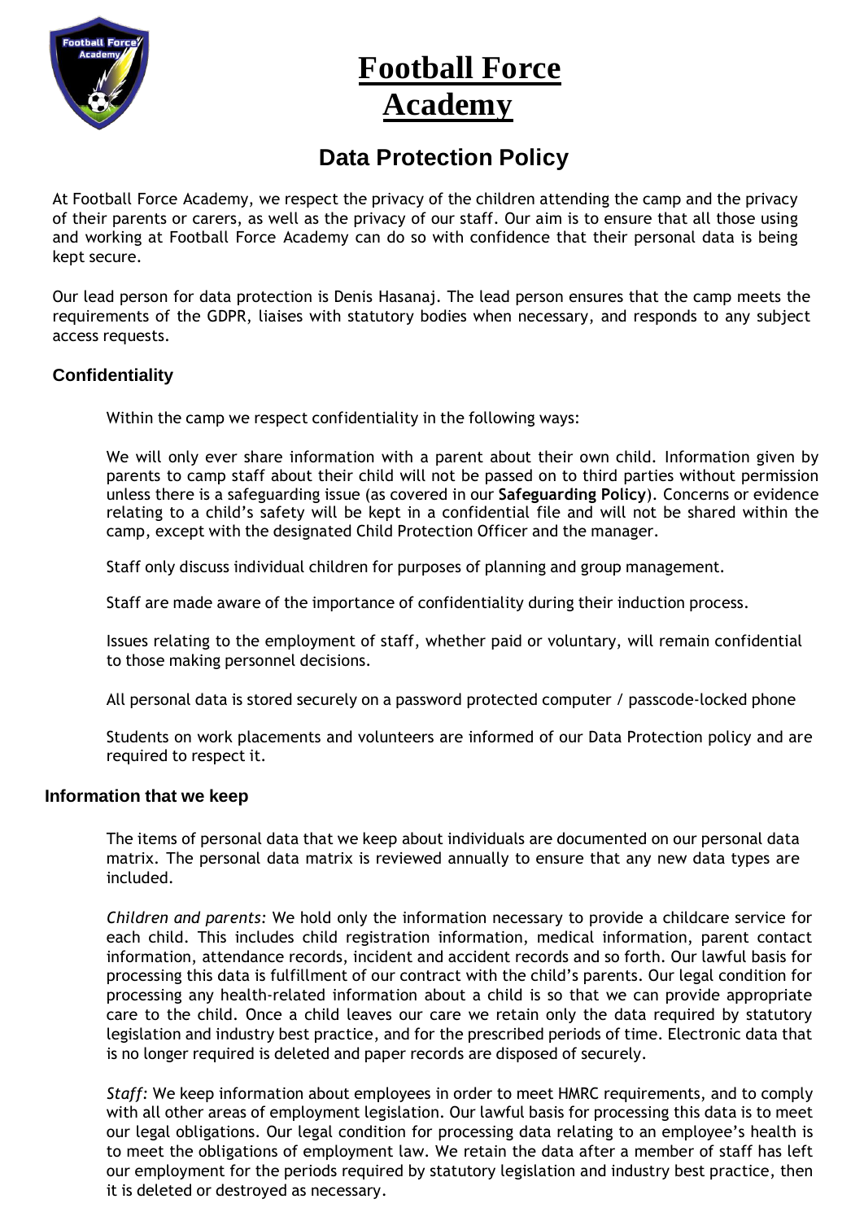# Football Force Academy

## Data Protection Policy

At Football Force Academy, we respect the privacy of the children attending the camp and the privacy of their parents or carers, as well as the privacy of our staff. Our aim is to ensure that all those using and working at Football Force Academy can do so with confidence that their personal data is being kept secure.

Our lead person for data protection is Denis Hasanaj. The lead person ensures that the camp meets the requirements of the GDPR, liaises with statutory bodies when necessary, and responds to any subject access requests.

### Confidentiality

Within the camp we respect confidentiality in the following ways:

We will only ever share information with a parent about their own child. Information given by parents to camp staff about their child will not be passed on to third parties without permission unless there is a safeguarding issue (as covered in our **Safeguarding Policy**). Concerns or evidence relating to a child's safety will be kept in a confidential file and will not be shared within the camp, except with the designated Child Protection Officer and the manager.

Staff only discuss individual children for purposes of planning and group management.

Staff are made aware of the importance of confidentiality during their induction process.

Issues relating to the employment of staff, whether paid or voluntary, will remain confidential to those making personnel decisions.

All personal data is stored securely on a password protected computer / passcode-locked phone

Students on work placements and volunteers are informed of our Data Protection policy and are required to respect it.

### Information that we keep

The items of personal data that we keep about individuals are documented on our personal data matrix. The personal data matrix is reviewed annually to ensure that any new data types are included.

*Children and parents:* We hold only the information necessary to provide a childcare service for each child. This includes child registration information, medical information, parent contact information, attendance records, incident and accident records and so forth. Our lawful basis for processing this data is fulfillment of our contract with the child's parents. Our legal condition for processing any health-related information about a child is so that we can provide appropriate care to the child. Once a child leaves our care we retain only the data required by statutory legislation and industry best practice, and for the prescribed periods of time. Electronic data that is no longer required is deleted and paper records are disposed of securely.

*Staff:* We keep information about employees in order to meet HMRC requirements, and to comply with all other areas of employment legislation. Our lawful basis for processing this data is to meet our legal obligations. Our legal condition for processing data relating to an employee's health is to meet the obligations of employment law. We retain the data after a member of staff has left our employment for the periods required by statutory legislation and industry best practice, then it is deleted or destroyed as necessary.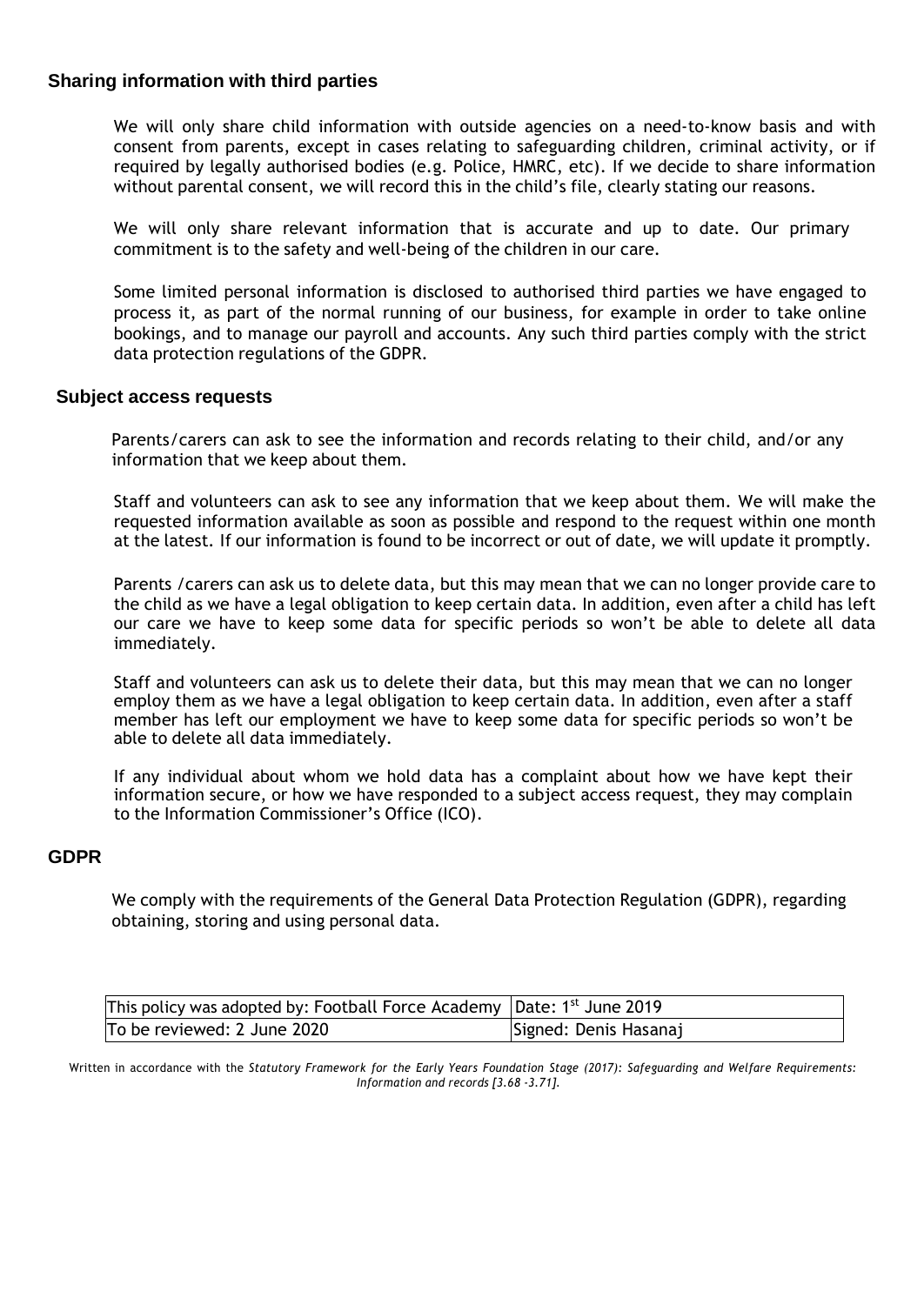## Sharing information with third parties

We will only share child information with outside agencies on a need-to-know basis and with consent from parents, except in cases relating to safeguarding children, criminal activity, or if required by legally authorised bodies (e.g. Police, HMRC, etc). If we decide to share information without parental consent, we will record this in the child's file, clearly stating our reasons.

We will only share relevant information that is accurate and up to date. Our primary commitment is to the safety and well-being of the children in our care.

Some limited personal information is disclosed to authorised third parties we have engaged to process it, as part of the normal running of our business, for example in order to take online bookings, and to manage our payroll and accounts. Any such third parties comply with the strict data protection regulations of the GDPR.

## Subject access requests

Parents/carers can ask to see the information and records relating to their child, and/or any information that we keep about them.

Staff and volunteers can ask to see any information that we keep about them. We will make the requested information available as soon as possible and respond to the request within one month at the latest. If our information is found to be incorrect or out of date, we will update it promptly.

Parents /carers can ask us to delete data, but this may mean that we can no longer provide care to the child as we have a legal obligation to keep certain data. In addition, even after a child has left our care we have to keep some data for specific periods so won't be able to delete all data immediately.

Staff and volunteers can ask us to delete their data, but this may mean that we can no longer employ them as we have a legal obligation to keep certain data. In addition, even after a staff member has left our employment we have to keep some data for specific periods so won't be able to delete all data immediately.

If any individual about whom we hold data has a complaint about how we have kept their information secure, or how we have responded to a subject access request, they may complain to the Information Commissioner's Office (ICO).

## GDPR

We comply with the requirements of the General Data Protection Regulation (GDPR), regarding obtaining, storing and using personal data.

| | |
|---|---|
| This policy was adopted by: Football Force Academy | Date: 1st June 2019 |
| To be reviewed: 2 June 2020 | Signed: Denis Hasanaj |

Written in accordance with the *Statutory Framework for the Early Years Foundation Stage (2017): Safeguarding and Welfare Requirements: Information and records [3.68 -3.71].*